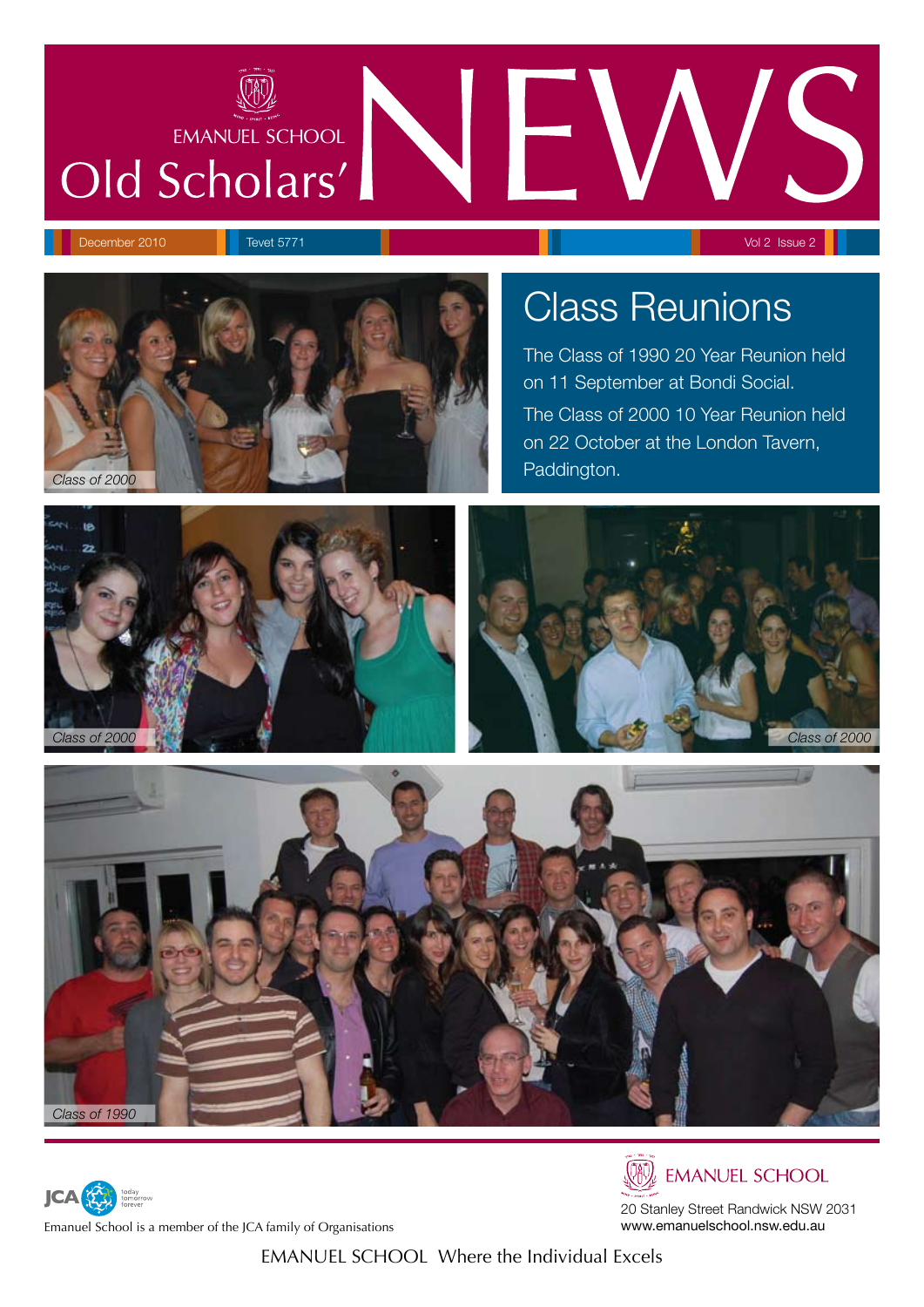# EMANUEL SCHOOL Old Scholars' NEWS

December 2010 | Tevet 5771 | Vol 2 Issue 2

## Class Reunions

The Class of 1990 20 Year Reunion held on 11 September at Bondi Social.

The Class of 2000 10 Year Reunion held on 22 October at the London Tavern, Paddington.

*Class of 2000*

*Class of 2000*

*Class of 2000*

*Class of 1990*

Emanuel School is a member of the JCA family of Organisations

EMANUEL SCHOOL
20 Stanley Street Randwick NSW 2031
www.emanuelschool.nsw.edu.au

EMANUEL SCHOOL Where the Individual Excels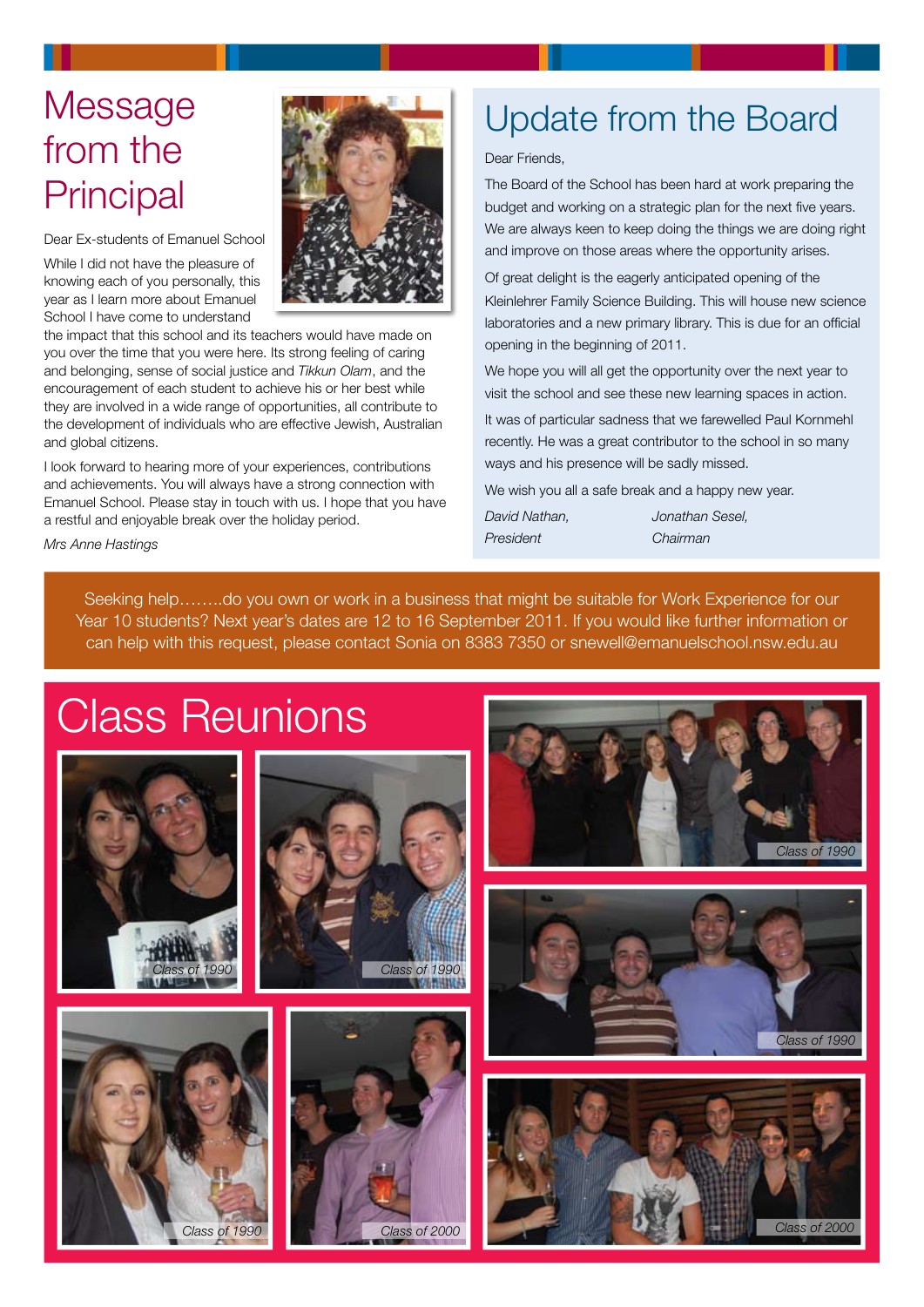# Message from the Principal

Dear Ex-students of Emanuel School

While I did not have the pleasure of knowing each of you personally, this year as I learn more about Emanuel School I have come to understand the impact that this school and its teachers would have made on you over the time that you were here. Its strong feeling of caring and belonging, sense of social justice and *Tikkun Olam*, and the encouragement of each student to achieve his or her best while they are involved in a wide range of opportunities, all contribute to the development of individuals who are effective Jewish, Australian and global citizens.

I look forward to hearing more of your experiences, contributions and achievements. You will always have a strong connection with Emanuel School. Please stay in touch with us. I hope that you have a restful and enjoyable break over the holiday period.

*Mrs Anne Hastings*

# Update from the Board

Dear Friends,

The Board of the School has been hard at work preparing the budget and working on a strategic plan for the next five years. We are always keen to keep doing the things we are doing right and improve on those areas where the opportunity arises.

Of great delight is the eagerly anticipated opening of the Kleinlehrer Family Science Building. This will house new science laboratories and a new primary library. This is due for an official opening in the beginning of 2011.

We hope you will all get the opportunity over the next year to visit the school and see these new learning spaces in action.

It was of particular sadness that we farewelled Paul Kornmehl recently. He was a great contributor to the school in so many ways and his presence will be sadly missed.

We wish you all a safe break and a happy new year.

*David Nathan,*
*President*

*Jonathan Sesel,*
*Chairman*

Seeking help……..do you own or work in a business that might be suitable for Work Experience for our Year 10 students? Next year's dates are 12 to 16 September 2011. If you would like further information or can help with this request, please contact Sonia on 8383 7350 or snewell@emanuelschool.nsw.edu.au

# Class Reunions

*Class of 1990*

*Class of 1990*

*Class of 1990*

*Class of 1990*

*Class of 1990*

*Class of 2000*

*Class of 2000*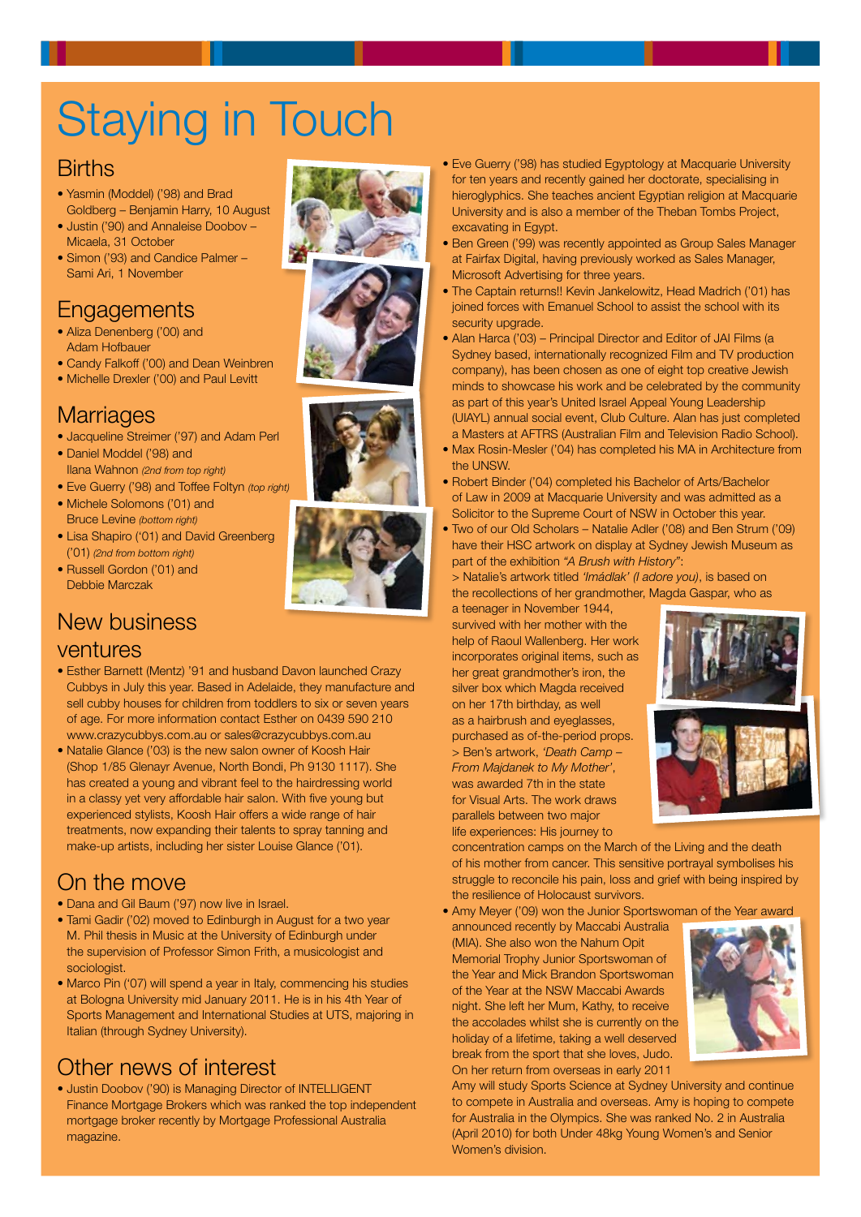# Staying in Touch

## Births

- Yasmin (Moddel) ('98) and Brad Goldberg – Benjamin Harry, 10 August
- Justin ('90) and Annaleise Doobov – Micaela, 31 October
- Simon ('93) and Candice Palmer – Sami Ari, 1 November

## Engagements

- Aliza Denenberg ('00) and Adam Hofbauer
- Candy Falkoff ('00) and Dean Weinbren
- Michelle Drexler ('00) and Paul Levitt

## Marriages

- Jacqueline Streimer ('97) and Adam Perl
- Daniel Moddel ('98) and Ilana Wahnon *(2nd from top right)*
- Eve Guerry ('98) and Toffee Foltyn *(top right)*
- Michele Solomons ('01) and Bruce Levine *(bottom right)*
- Lisa Shapiro ('01) and David Greenberg ('01) *(2nd from bottom right)*
- Russell Gordon ('01) and Debbie Marczak

## New business ventures

- Esther Barnett (Mentz) '91 and husband Davon launched Crazy Cubbys in July this year. Based in Adelaide, they manufacture and sell cubby houses for children from toddlers to six or seven years of age. For more information contact Esther on 0439 590 210 www.crazycubbys.com.au or sales@crazycubbys.com.au
- Natalie Glance ('03) is the new salon owner of Koosh Hair (Shop 1/85 Glenayr Avenue, North Bondi, Ph 9130 1117). She has created a young and vibrant feel to the hairdressing world in a classy yet very affordable hair salon. With five young but experienced stylists, Koosh Hair offers a wide range of hair treatments, now expanding their talents to spray tanning and make-up artists, including her sister Louise Glance ('01).

## On the move

- Dana and Gil Baum ('97) now live in Israel.
- Tami Gadir ('02) moved to Edinburgh in August for a two year M. Phil thesis in Music at the University of Edinburgh under the supervision of Professor Simon Frith, a musicologist and sociologist.
- Marco Pin ('07) will spend a year in Italy, commencing his studies at Bologna University mid January 2011. He is in his 4th Year of Sports Management and International Studies at UTS, majoring in Italian (through Sydney University).

## Other news of interest

- Justin Doobov ('90) is Managing Director of INTELLIGENT Finance Mortgage Brokers which was ranked the top independent mortgage broker recently by Mortgage Professional Australia magazine.
- Eve Guerry ('98) has studied Egyptology at Macquarie University for ten years and recently gained her doctorate, specialising in hieroglyphics. She teaches ancient Egyptian religion at Macquarie University and is also a member of the Theban Tombs Project, excavating in Egypt.
- Ben Green ('99) was recently appointed as Group Sales Manager at Fairfax Digital, having previously worked as Sales Manager, Microsoft Advertising for three years.
- The Captain returns!! Kevin Jankelowitz, Head Madrich ('01) has joined forces with Emanuel School to assist the school with its security upgrade.
- Alan Harca ('03) – Principal Director and Editor of JAI Films (a Sydney based, internationally recognized Film and TV production company), has been chosen as one of eight top creative Jewish minds to showcase his work and be celebrated by the community as part of this year's United Israel Appeal Young Leadership (UIAYL) annual social event, Club Culture. Alan has just completed a Masters at AFTRS (Australian Film and Television Radio School).
- Max Rosin-Mesler ('04) has completed his MA in Architecture from the UNSW.
- Robert Binder ('04) completed his Bachelor of Arts/Bachelor of Law in 2009 at Macquarie University and was admitted as a Solicitor to the Supreme Court of NSW in October this year.
- Two of our Old Scholars – Natalie Adler ('08) and Ben Strum ('09) have their HSC artwork on display at Sydney Jewish Museum as part of the exhibition *"A Brush with History"*:

  > Natalie's artwork titled *'Imádlak' (I adore you)*, is based on the recollections of her grandmother, Magda Gaspar, who as a teenager in November 1944, survived with her mother with the help of Raoul Wallenberg. Her work incorporates original items, such as her great grandmother's iron, the silver box which Magda received on her 17th birthday, as well as a hairbrush and eyeglasses, purchased as of-the-period props.

  > Ben's artwork, *'Death Camp – From Majdanek to My Mother'*, was awarded 7th in the state for Visual Arts. The work draws parallels between two major life experiences: His journey to concentration camps on the March of the Living and the death of his mother from cancer. This sensitive portrayal symbolises his struggle to reconcile his pain, loss and grief with being inspired by the resilience of Holocaust survivors.

- Amy Meyer ('09) won the Junior Sportswoman of the Year award announced recently by Maccabi Australia (MIA). She also won the Nahum Opit Memorial Trophy Junior Sportswoman of the Year and Mick Brandon Sportswoman of the Year at the NSW Maccabi Awards night. She left her Mum, Kathy, to receive the accolades whilst she is currently on the holiday of a lifetime, taking a well deserved break from the sport that she loves, Judo. On her return from overseas in early 2011 Amy will study Sports Science at Sydney University and continue to compete in Australia and overseas. Amy is hoping to compete for Australia in the Olympics. She was ranked No. 2 in Australia (April 2010) for both Under 48kg Young Women's and Senior Women's division.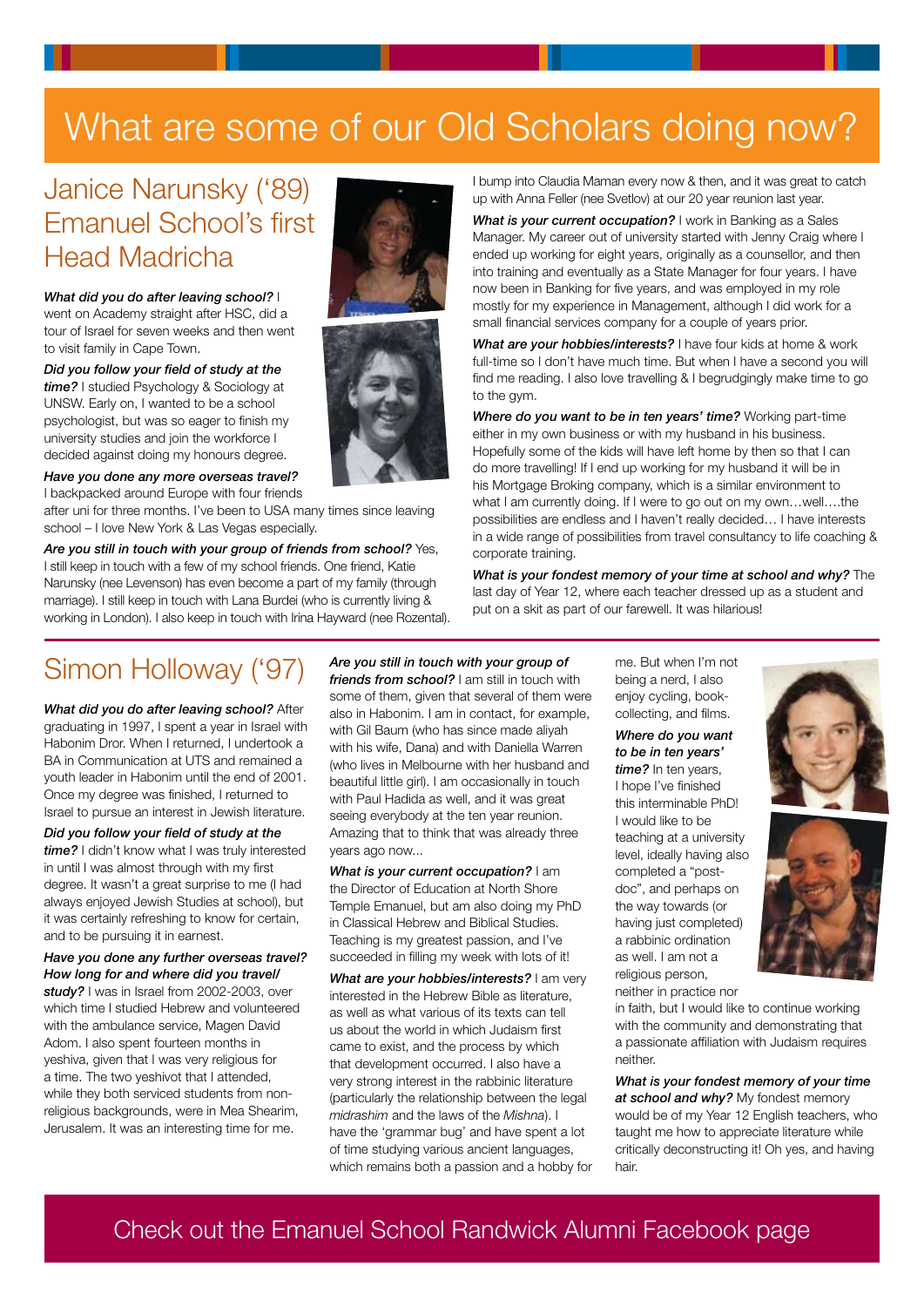# What are some of our Old Scholars doing now?

## Janice Narunsky ('89) Emanuel School's first Head Madricha

***What did you do after leaving school?*** I went on Academy straight after HSC, did a tour of Israel for seven weeks and then went to visit family in Cape Town.

***Did you follow your field of study at the time?*** I studied Psychology & Sociology at UNSW. Early on, I wanted to be a school psychologist, but was so eager to finish my university studies and join the workforce I decided against doing my honours degree.

***Have you done any more overseas travel?*** I backpacked around Europe with four friends after uni for three months. I've been to USA many times since leaving school – I love New York & Las Vegas especially.

***Are you still in touch with your group of friends from school?*** Yes, I still keep in touch with a few of my school friends. One friend, Katie Narunsky (nee Levenson) has even become a part of my family (through marriage). I still keep in touch with Lana Burdei (who is currently living & working in London). I also keep in touch with Irina Hayward (nee Rozental). I bump into Claudia Maman every now & then, and it was great to catch up with Anna Feller (nee Svetlov) at our 20 year reunion last year.

***What is your current occupation?*** I work in Banking as a Sales Manager. My career out of university started with Jenny Craig where I ended up working for eight years, originally as a counsellor, and then into training and eventually as a State Manager for four years. I have now been in Banking for five years, and was employed in my role mostly for my experience in Management, although I did work for a small financial services company for a couple of years prior.

***What are your hobbies/interests?*** I have four kids at home & work full-time so I don't have much time. But when I have a second you will find me reading. I also love travelling & I begrudgingly make time to go to the gym.

***Where do you want to be in ten years' time?*** Working part-time either in my own business or with my husband in his business. Hopefully some of the kids will have left home by then so that I can do more travelling! If I end up working for my husband it will be in his Mortgage Broking company, which is a similar environment to what I am currently doing. If I were to go out on my own…well….the possibilities are endless and I haven't really decided… I have interests in a wide range of possibilities from travel consultancy to life coaching & corporate training.

***What is your fondest memory of your time at school and why?*** The last day of Year 12, where each teacher dressed up as a student and put on a skit as part of our farewell. It was hilarious!

## Simon Holloway ('97)

***What did you do after leaving school?*** After graduating in 1997, I spent a year in Israel with Habonim Dror. When I returned, I undertook a BA in Communication at UTS and remained a youth leader in Habonim until the end of 2001. Once my degree was finished, I returned to Israel to pursue an interest in Jewish literature.

***Did you follow your field of study at the time?*** I didn't know what I was truly interested in until I was almost through with my first degree. It wasn't a great surprise to me (I had always enjoyed Jewish Studies at school), but it was certainly refreshing to know for certain, and to be pursuing it in earnest.

***Have you done any further overseas travel? How long for and where did you travel/ study?*** I was in Israel from 2002-2003, over which time I studied Hebrew and volunteered with the ambulance service, Magen David Adom. I also spent fourteen months in yeshiva, given that I was very religious for a time. The two yeshivot that I attended, while they both serviced students from non-religious backgrounds, were in Mea Shearim, Jerusalem. It was an interesting time for me.

***Are you still in touch with your group of friends from school?*** I am still in touch with some of them, given that several of them were also in Habonim. I am in contact, for example, with Gil Baum (who has since made aliyah with his wife, Dana) and with Daniella Warren (who lives in Melbourne with her husband and beautiful little girl). I am occasionally in touch with Paul Hadida as well, and it was great seeing everybody at the ten year reunion. Amazing that to think that was already three years ago now...

***What is your current occupation?*** I am the Director of Education at North Shore Temple Emanuel, but am also doing my PhD in Classical Hebrew and Biblical Studies. Teaching is my greatest passion, and I've succeeded in filling my week with lots of it!

***What are your hobbies/interests?*** I am very interested in the Hebrew Bible as literature, as well as what various of its texts can tell us about the world in which Judaism first came to exist, and the process by which that development occurred. I also have a very strong interest in the rabbinic literature (particularly the relationship between the legal *midrashim* and the laws of the *Mishna*). I have the 'grammar bug' and have spent a lot of time studying various ancient languages, which remains both a passion and a hobby for me. But when I'm not being a nerd, I also enjoy cycling, book-collecting, and films.

***Where do you want to be in ten years' time?*** In ten years, I hope I've finished this interminable PhD! I would like to be teaching at a university level, ideally having also completed a "post-doc", and perhaps on the way towards (or having just completed) a rabbinic ordination as well. I am not a religious person, neither in practice nor in faith, but I would like to continue working with the community and demonstrating that a passionate affiliation with Judaism requires neither.

***What is your fondest memory of your time at school and why?*** My fondest memory would be of my Year 12 English teachers, who taught me how to appreciate literature while critically deconstructing it! Oh yes, and having hair.

Check out the Emanuel School Randwick Alumni Facebook page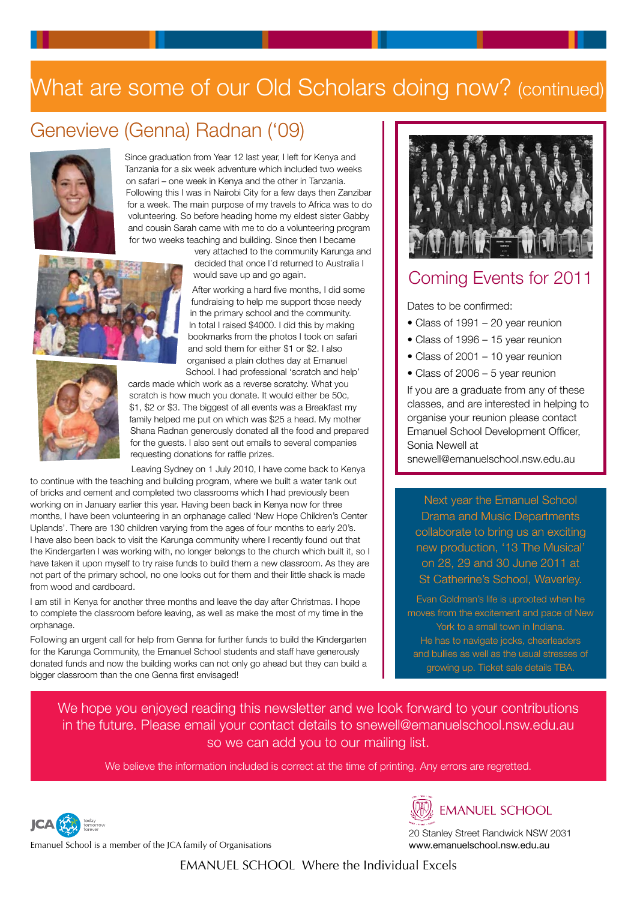# What are some of our Old Scholars doing now? (continued)

## Genevieve (Genna) Radnan ('09)

Since graduation from Year 12 last year, I left for Kenya and Tanzania for a six week adventure which included two weeks on safari – one week in Kenya and the other in Tanzania. Following this I was in Nairobi City for a few days then Zanzibar for a week. The main purpose of my travels to Africa was to do volunteering. So before heading home my eldest sister Gabby and cousin Sarah came with me to do a volunteering program for two weeks teaching and building. Since then I became very attached to the community Karunga and decided that once I'd returned to Australia I would save up and go again.

After working a hard five months, I did some fundraising to help me support those needy in the primary school and the community. In total I raised $4000. I did this by making bookmarks from the photos I took on safari and sold them for either $1 or $2. I also organised a plain clothes day at Emanuel School. I had professional 'scratch and help' cards made which work as a reverse scratchy. What you scratch is how much you donate. It would either be 50c, $1, $2 or $3. The biggest of all events was a Breakfast my family helped me put on which was $25 a head. My mother Shana Radnan generously donated all the food and prepared for the guests. I also sent out emails to several companies requesting donations for raffle prizes.

Leaving Sydney on 1 July 2010, I have come back to Kenya to continue with the teaching and building program, where we built a water tank out of bricks and cement and completed two classrooms which I had previously been working on in January earlier this year. Having been back in Kenya now for three months, I have been volunteering in an orphanage called 'New Hope Children's Center Uplands'. There are 130 children varying from the ages of four months to early 20's. I have also been back to visit the Karunga community where I recently found out that the Kindergarten I was working with, no longer belongs to the church which built it, so I have taken it upon myself to try raise funds to build them a new classroom. As they are not part of the primary school, no one looks out for them and their little shack is made from wood and cardboard.

I am still in Kenya for another three months and leave the day after Christmas. I hope to complete the classroom before leaving, as well as make the most of my time in the orphanage.

Following an urgent call for help from Genna for further funds to build the Kindergarten for the Karunga Community, the Emanuel School students and staff have generously donated funds and now the building works can not only go ahead but they can build a bigger classroom than the one Genna first envisaged!

## Coming Events for 2011

Dates to be confirmed:

- Class of 1991 – 20 year reunion
- Class of 1996 – 15 year reunion
- Class of 2001 – 10 year reunion
- Class of 2006 – 5 year reunion

If you are a graduate from any of these classes, and are interested in helping to organise your reunion please contact Emanuel School Development Officer, Sonia Newell at snewell@emanuelschool.nsw.edu.au

Next year the Emanuel School Drama and Music Departments collaborate to bring us an exciting new production, '13 The Musical' on 28, 29 and 30 June 2011 at St Catherine's School, Waverley.

Evan Goldman's life is uprooted when he moves from the excitement and pace of New York to a small town in Indiana. He has to navigate jocks, cheerleaders and bullies as well as the usual stresses of growing up. Ticket sale details TBA.

We hope you enjoyed reading this newsletter and we look forward to your contributions in the future. Please email your contact details to snewell@emanuelschool.nsw.edu.au so we can add you to our mailing list.

We believe the information included is correct at the time of printing. Any errors are regretted.

JCA today tomorrow forever

Emanuel School is a member of the JCA family of Organisations

EMANUEL SCHOOL

20 Stanley Street Randwick NSW 2031
www.emanuelschool.nsw.edu.au

EMANUEL SCHOOL Where the Individual Excels